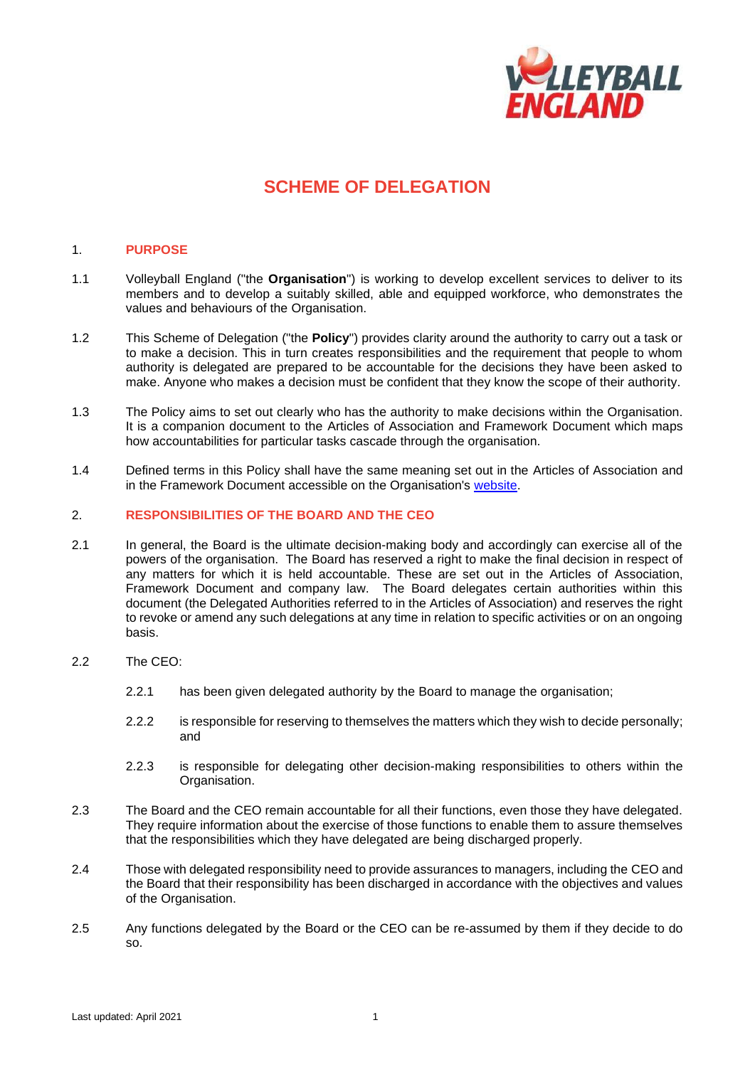# SCHEME OF DELEGATION

## 1. PURPOSE

1.1 Volleyball England ("the **Organisation**") is working to develop excellent services to deliver to its members and to develop a suitably skilled, able and equipped workforce, who demonstrates the values and behaviours of the Organisation.

1.2 This Scheme of Delegation ("the **Policy**") provides clarity around the authority to carry out a task or to make a decision. This in turn creates responsibilities and the requirement that people to whom authority is delegated are prepared to be accountable for the decisions they have been asked to make. Anyone who makes a decision must be confident that they know the scope of their authority.

1.3 The Policy aims to set out clearly who has the authority to make decisions within the Organisation. It is a companion document to the Articles of Association and Framework Document which maps how accountabilities for particular tasks cascade through the organisation.

1.4 Defined terms in this Policy shall have the same meaning set out in the Articles of Association and in the Framework Document accessible on the Organisation's website.

## 2. RESPONSIBILITIES OF THE BOARD AND THE CEO

2.1 In general, the Board is the ultimate decision-making body and accordingly can exercise all of the powers of the organisation. The Board has reserved a right to make the final decision in respect of any matters for which it is held accountable. These are set out in the Articles of Association, Framework Document and company law. The Board delegates certain authorities within this document (the Delegated Authorities referred to in the Articles of Association) and reserves the right to revoke or amend any such delegations at any time in relation to specific activities or on an ongoing basis.

2.2 The CEO:

2.2.1 has been given delegated authority by the Board to manage the organisation;

2.2.2 is responsible for reserving to themselves the matters which they wish to decide personally; and

2.2.3 is responsible for delegating other decision-making responsibilities to others within the Organisation.

2.3 The Board and the CEO remain accountable for all their functions, even those they have delegated. They require information about the exercise of those functions to enable them to assure themselves that the responsibilities which they have delegated are being discharged properly.

2.4 Those with delegated responsibility need to provide assurances to managers, including the CEO and the Board that their responsibility has been discharged in accordance with the objectives and values of the Organisation.

2.5 Any functions delegated by the Board or the CEO can be re-assumed by them if they decide to do so.

Last updated: April 2021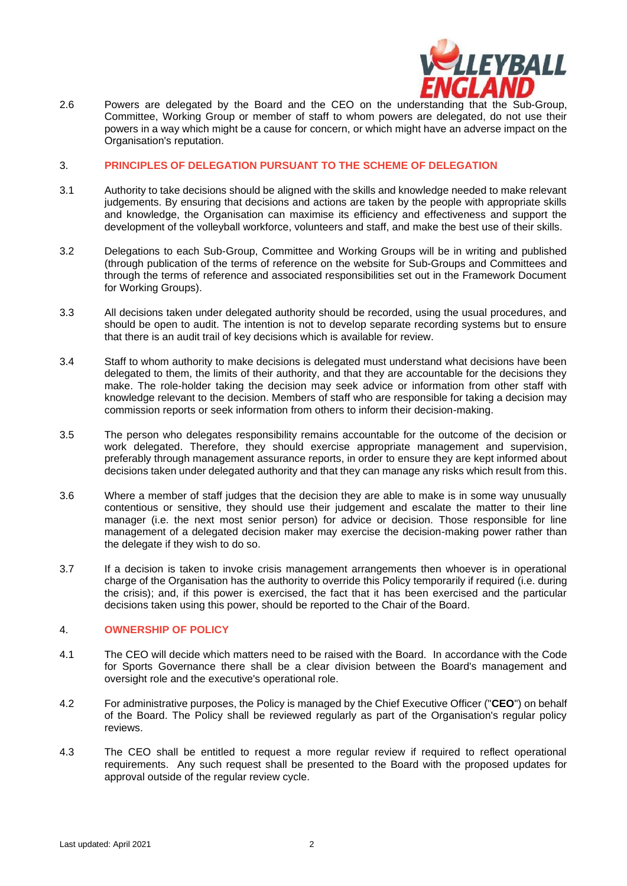2.6 Powers are delegated by the Board and the CEO on the understanding that the Sub-Group, Committee, Working Group or member of staff to whom powers are delegated, do not use their powers in a way which might be a cause for concern, or which might have an adverse impact on the Organisation's reputation.

## 3. PRINCIPLES OF DELEGATION PURSUANT TO THE SCHEME OF DELEGATION

3.1 Authority to take decisions should be aligned with the skills and knowledge needed to make relevant judgements. By ensuring that decisions and actions are taken by the people with appropriate skills and knowledge, the Organisation can maximise its efficiency and effectiveness and support the development of the volleyball workforce, volunteers and staff, and make the best use of their skills.

3.2 Delegations to each Sub-Group, Committee and Working Groups will be in writing and published (through publication of the terms of reference on the website for Sub-Groups and Committees and through the terms of reference and associated responsibilities set out in the Framework Document for Working Groups).

3.3 All decisions taken under delegated authority should be recorded, using the usual procedures, and should be open to audit. The intention is not to develop separate recording systems but to ensure that there is an audit trail of key decisions which is available for review.

3.4 Staff to whom authority to make decisions is delegated must understand what decisions have been delegated to them, the limits of their authority, and that they are accountable for the decisions they make. The role-holder taking the decision may seek advice or information from other staff with knowledge relevant to the decision. Members of staff who are responsible for taking a decision may commission reports or seek information from others to inform their decision-making.

3.5 The person who delegates responsibility remains accountable for the outcome of the decision or work delegated. Therefore, they should exercise appropriate management and supervision, preferably through management assurance reports, in order to ensure they are kept informed about decisions taken under delegated authority and that they can manage any risks which result from this.

3.6 Where a member of staff judges that the decision they are able to make is in some way unusually contentious or sensitive, they should use their judgement and escalate the matter to their line manager (i.e. the next most senior person) for advice or decision. Those responsible for line management of a delegated decision maker may exercise the decision-making power rather than the delegate if they wish to do so.

3.7 If a decision is taken to invoke crisis management arrangements then whoever is in operational charge of the Organisation has the authority to override this Policy temporarily if required (i.e. during the crisis); and, if this power is exercised, the fact that it has been exercised and the particular decisions taken using this power, should be reported to the Chair of the Board.

## 4. OWNERSHIP OF POLICY

4.1 The CEO will decide which matters need to be raised with the Board. In accordance with the Code for Sports Governance there shall be a clear division between the Board's management and oversight role and the executive's operational role.

4.2 For administrative purposes, the Policy is managed by the Chief Executive Officer ("**CEO**") on behalf of the Board. The Policy shall be reviewed regularly as part of the Organisation's regular policy reviews.

4.3 The CEO shall be entitled to request a more regular review if required to reflect operational requirements. Any such request shall be presented to the Board with the proposed updates for approval outside of the regular review cycle.

Last updated: April 2021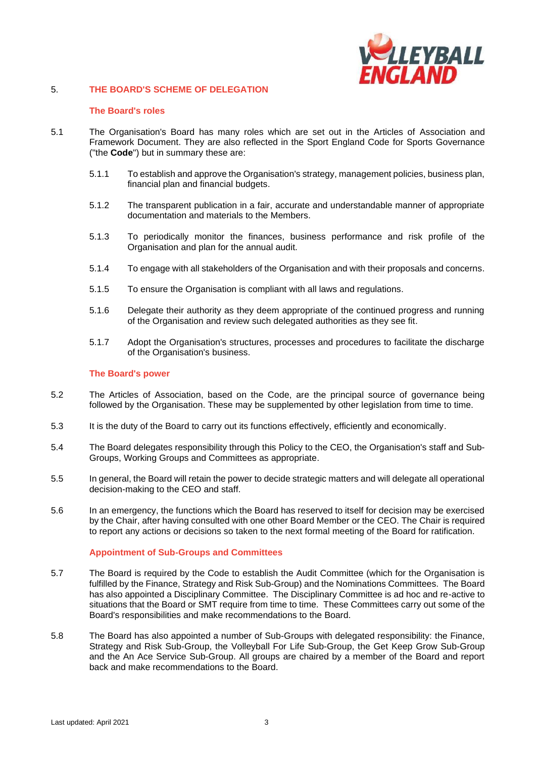## 5. THE BOARD'S SCHEME OF DELEGATION

### The Board's roles

5.1 The Organisation's Board has many roles which are set out in the Articles of Association and Framework Document. They are also reflected in the Sport England Code for Sports Governance ("the **Code**") but in summary these are:

5.1.1 To establish and approve the Organisation's strategy, management policies, business plan, financial plan and financial budgets.

5.1.2 The transparent publication in a fair, accurate and understandable manner of appropriate documentation and materials to the Members.

5.1.3 To periodically monitor the finances, business performance and risk profile of the Organisation and plan for the annual audit.

5.1.4 To engage with all stakeholders of the Organisation and with their proposals and concerns.

5.1.5 To ensure the Organisation is compliant with all laws and regulations.

5.1.6 Delegate their authority as they deem appropriate of the continued progress and running of the Organisation and review such delegated authorities as they see fit.

5.1.7 Adopt the Organisation's structures, processes and procedures to facilitate the discharge of the Organisation's business.

### The Board's power

5.2 The Articles of Association, based on the Code, are the principal source of governance being followed by the Organisation. These may be supplemented by other legislation from time to time.

5.3 It is the duty of the Board to carry out its functions effectively, efficiently and economically.

5.4 The Board delegates responsibility through this Policy to the CEO, the Organisation's staff and Sub-Groups, Working Groups and Committees as appropriate.

5.5 In general, the Board will retain the power to decide strategic matters and will delegate all operational decision-making to the CEO and staff.

5.6 In an emergency, the functions which the Board has reserved to itself for decision may be exercised by the Chair, after having consulted with one other Board Member or the CEO. The Chair is required to report any actions or decisions so taken to the next formal meeting of the Board for ratification.

### Appointment of Sub-Groups and Committees

5.7 The Board is required by the Code to establish the Audit Committee (which for the Organisation is fulfilled by the Finance, Strategy and Risk Sub-Group) and the Nominations Committees. The Board has also appointed a Disciplinary Committee. The Disciplinary Committee is ad hoc and re-active to situations that the Board or SMT require from time to time. These Committees carry out some of the Board's responsibilities and make recommendations to the Board.

5.8 The Board has also appointed a number of Sub-Groups with delegated responsibility: the Finance, Strategy and Risk Sub-Group, the Volleyball For Life Sub-Group, the Get Keep Grow Sub-Group and the An Ace Service Sub-Group. All groups are chaired by a member of the Board and report back and make recommendations to the Board.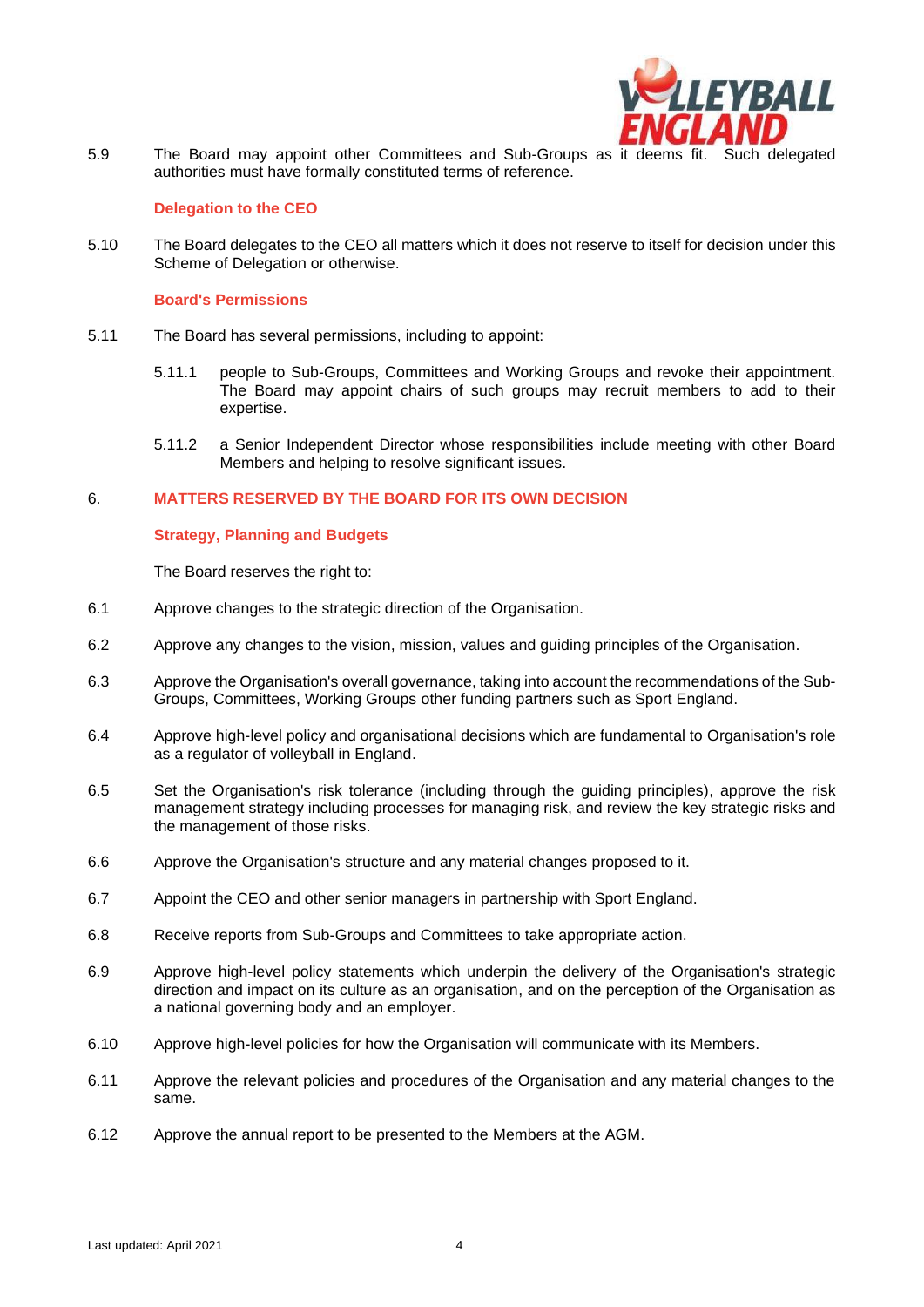5.9 The Board may appoint other Committees and Sub-Groups as it deems fit. Such delegated authorities must have formally constituted terms of reference.

**Delegation to the CEO**

5.10 The Board delegates to the CEO all matters which it does not reserve to itself for decision under this Scheme of Delegation or otherwise.

**Board's Permissions**

5.11 The Board has several permissions, including to appoint:

5.11.1 people to Sub-Groups, Committees and Working Groups and revoke their appointment. The Board may appoint chairs of such groups may recruit members to add to their expertise.

5.11.2 a Senior Independent Director whose responsibilities include meeting with other Board Members and helping to resolve significant issues.

## 6. MATTERS RESERVED BY THE BOARD FOR ITS OWN DECISION

**Strategy, Planning and Budgets**

The Board reserves the right to:

6.1 Approve changes to the strategic direction of the Organisation.

6.2 Approve any changes to the vision, mission, values and guiding principles of the Organisation.

6.3 Approve the Organisation's overall governance, taking into account the recommendations of the Sub-Groups, Committees, Working Groups other funding partners such as Sport England.

6.4 Approve high-level policy and organisational decisions which are fundamental to Organisation's role as a regulator of volleyball in England.

6.5 Set the Organisation's risk tolerance (including through the guiding principles), approve the risk management strategy including processes for managing risk, and review the key strategic risks and the management of those risks.

6.6 Approve the Organisation's structure and any material changes proposed to it.

6.7 Appoint the CEO and other senior managers in partnership with Sport England.

6.8 Receive reports from Sub-Groups and Committees to take appropriate action.

6.9 Approve high-level policy statements which underpin the delivery of the Organisation's strategic direction and impact on its culture as an organisation, and on the perception of the Organisation as a national governing body and an employer.

6.10 Approve high-level policies for how the Organisation will communicate with its Members.

6.11 Approve the relevant policies and procedures of the Organisation and any material changes to the same.

6.12 Approve the annual report to be presented to the Members at the AGM.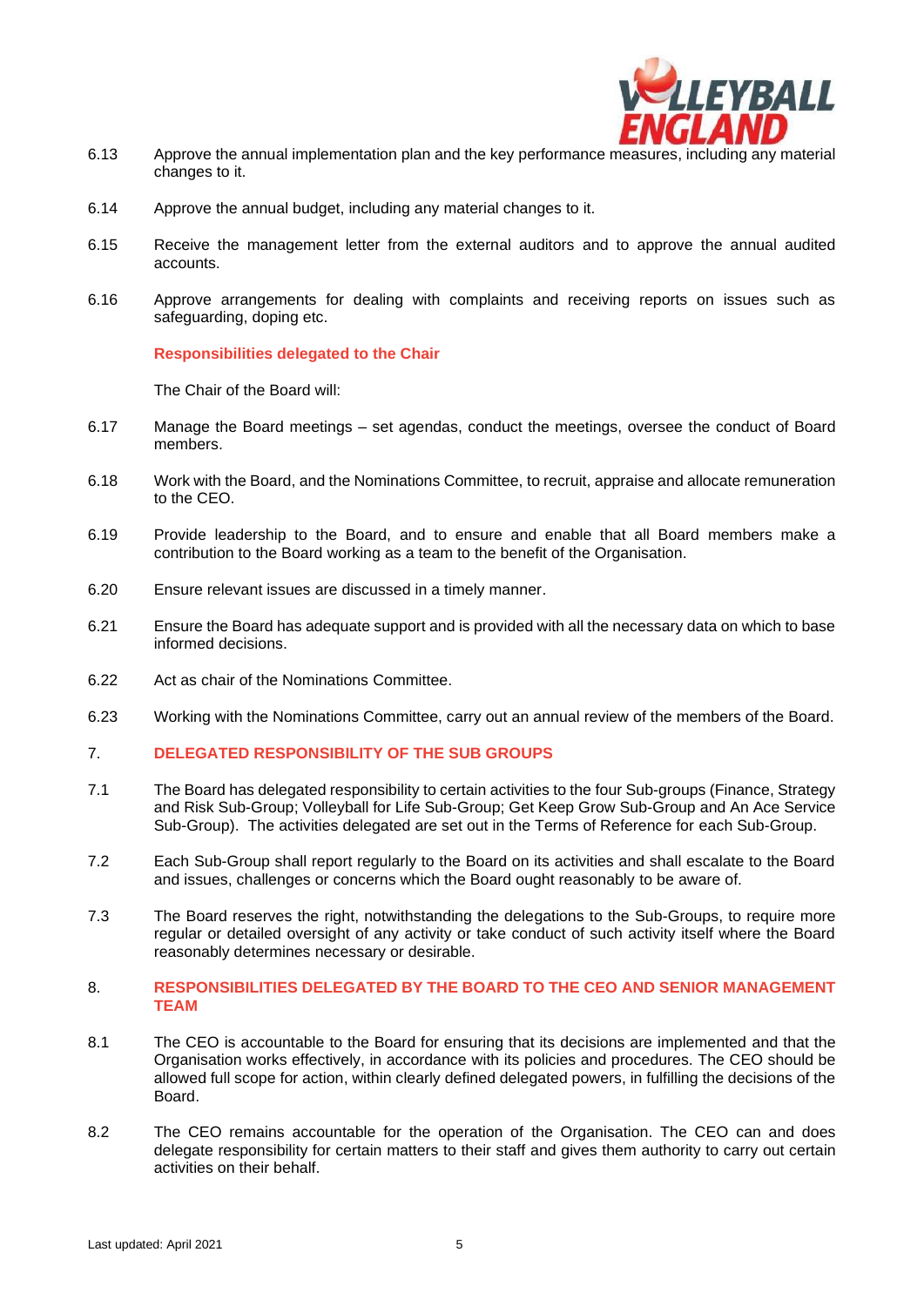6.13 Approve the annual implementation plan and the key performance measures, including any material changes to it.

6.14 Approve the annual budget, including any material changes to it.

6.15 Receive the management letter from the external auditors and to approve the annual audited accounts.

6.16 Approve arrangements for dealing with complaints and receiving reports on issues such as safeguarding, doping etc.

**Responsibilities delegated to the Chair**

The Chair of the Board will:

6.17 Manage the Board meetings – set agendas, conduct the meetings, oversee the conduct of Board members.

6.18 Work with the Board, and the Nominations Committee, to recruit, appraise and allocate remuneration to the CEO.

6.19 Provide leadership to the Board, and to ensure and enable that all Board members make a contribution to the Board working as a team to the benefit of the Organisation.

6.20 Ensure relevant issues are discussed in a timely manner.

6.21 Ensure the Board has adequate support and is provided with all the necessary data on which to base informed decisions.

6.22 Act as chair of the Nominations Committee.

6.23 Working with the Nominations Committee, carry out an annual review of the members of the Board.

## 7. DELEGATED RESPONSIBILITY OF THE SUB GROUPS

7.1 The Board has delegated responsibility to certain activities to the four Sub-groups (Finance, Strategy and Risk Sub-Group; Volleyball for Life Sub-Group; Get Keep Grow Sub-Group and An Ace Service Sub-Group). The activities delegated are set out in the Terms of Reference for each Sub-Group.

7.2 Each Sub-Group shall report regularly to the Board on its activities and shall escalate to the Board and issues, challenges or concerns which the Board ought reasonably to be aware of.

7.3 The Board reserves the right, notwithstanding the delegations to the Sub-Groups, to require more regular or detailed oversight of any activity or take conduct of such activity itself where the Board reasonably determines necessary or desirable.

## 8. RESPONSIBILITIES DELEGATED BY THE BOARD TO THE CEO AND SENIOR MANAGEMENT TEAM

8.1 The CEO is accountable to the Board for ensuring that its decisions are implemented and that the Organisation works effectively, in accordance with its policies and procedures. The CEO should be allowed full scope for action, within clearly defined delegated powers, in fulfilling the decisions of the Board.

8.2 The CEO remains accountable for the operation of the Organisation. The CEO can and does delegate responsibility for certain matters to their staff and gives them authority to carry out certain activities on their behalf.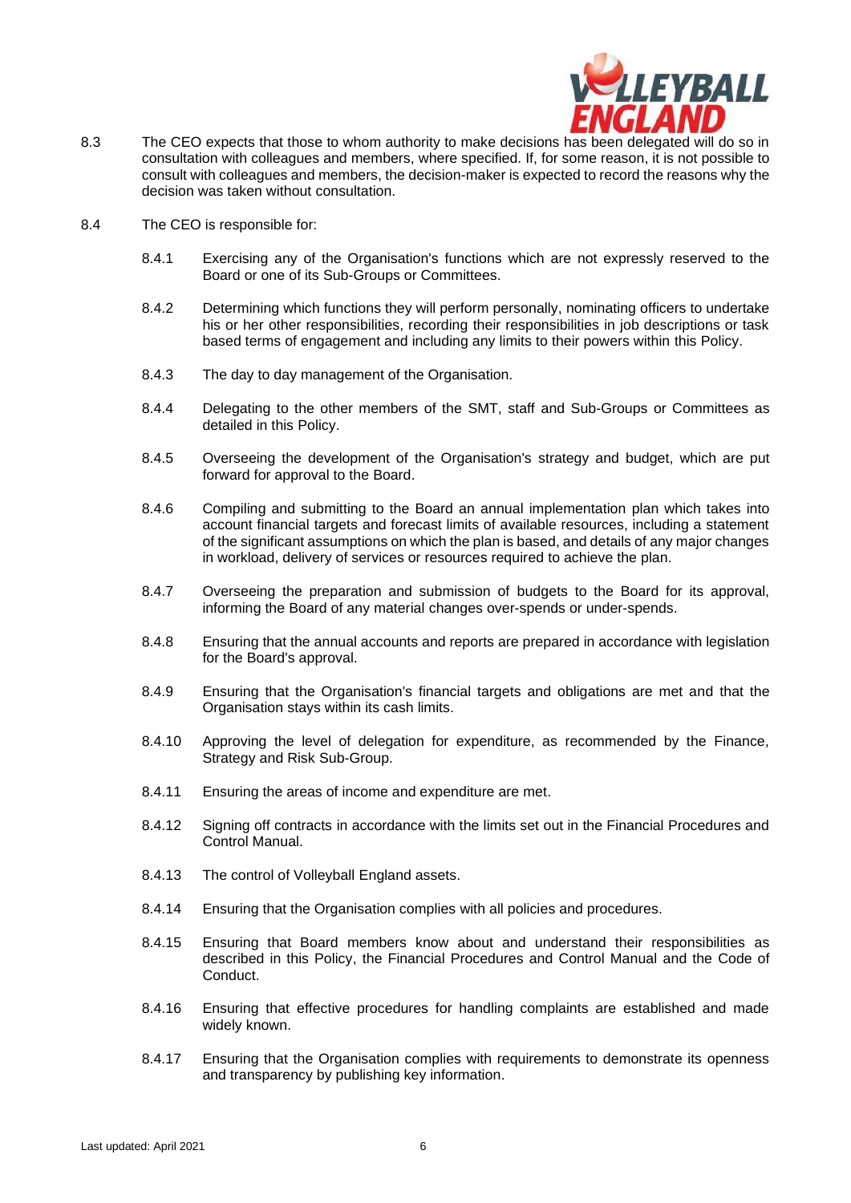8.3 The CEO expects that those to whom authority to make decisions has been delegated will do so in consultation with colleagues and members, where specified. If, for some reason, it is not possible to consult with colleagues and members, the decision-maker is expected to record the reasons why the decision was taken without consultation.

8.4 The CEO is responsible for:

8.4.1 Exercising any of the Organisation's functions which are not expressly reserved to the Board or one of its Sub-Groups or Committees.

8.4.2 Determining which functions they will perform personally, nominating officers to undertake his or her other responsibilities, recording their responsibilities in job descriptions or task based terms of engagement and including any limits to their powers within this Policy.

8.4.3 The day to day management of the Organisation.

8.4.4 Delegating to the other members of the SMT, staff and Sub-Groups or Committees as detailed in this Policy.

8.4.5 Overseeing the development of the Organisation's strategy and budget, which are put forward for approval to the Board.

8.4.6 Compiling and submitting to the Board an annual implementation plan which takes into account financial targets and forecast limits of available resources, including a statement of the significant assumptions on which the plan is based, and details of any major changes in workload, delivery of services or resources required to achieve the plan.

8.4.7 Overseeing the preparation and submission of budgets to the Board for its approval, informing the Board of any material changes over-spends or under-spends.

8.4.8 Ensuring that the annual accounts and reports are prepared in accordance with legislation for the Board's approval.

8.4.9 Ensuring that the Organisation's financial targets and obligations are met and that the Organisation stays within its cash limits.

8.4.10 Approving the level of delegation for expenditure, as recommended by the Finance, Strategy and Risk Sub-Group.

8.4.11 Ensuring the areas of income and expenditure are met.

8.4.12 Signing off contracts in accordance with the limits set out in the Financial Procedures and Control Manual.

8.4.13 The control of Volleyball England assets.

8.4.14 Ensuring that the Organisation complies with all policies and procedures.

8.4.15 Ensuring that Board members know about and understand their responsibilities as described in this Policy, the Financial Procedures and Control Manual and the Code of Conduct.

8.4.16 Ensuring that effective procedures for handling complaints are established and made widely known.

8.4.17 Ensuring that the Organisation complies with requirements to demonstrate its openness and transparency by publishing key information.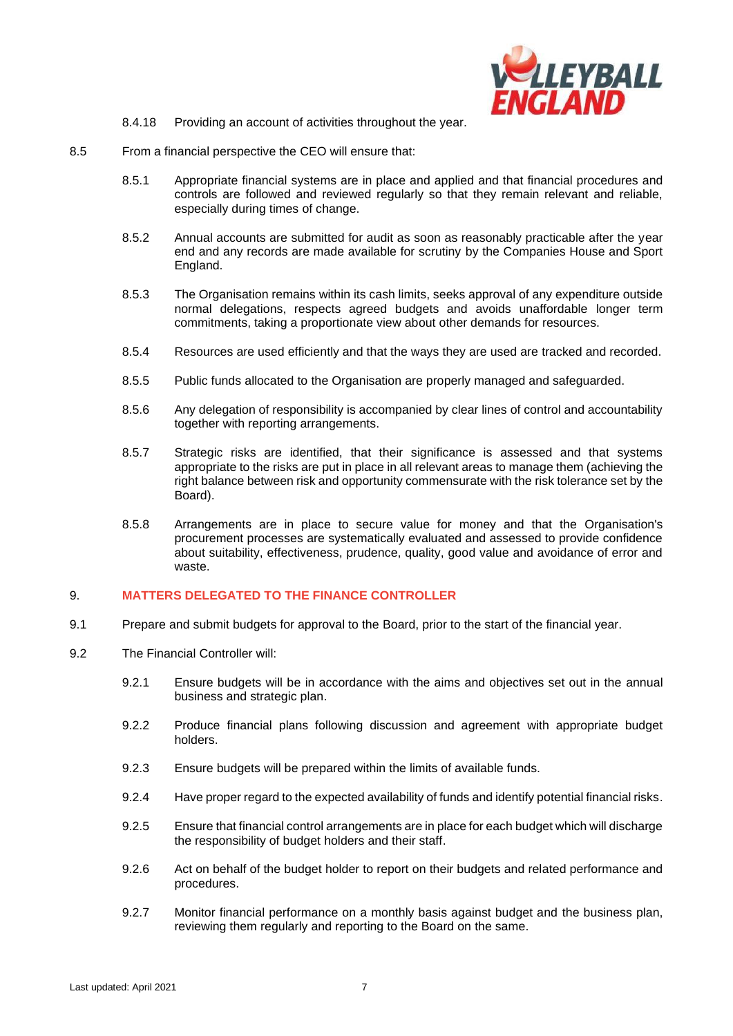8.4.18 Providing an account of activities throughout the year.

8.5 From a financial perspective the CEO will ensure that:

8.5.1 Appropriate financial systems are in place and applied and that financial procedures and controls are followed and reviewed regularly so that they remain relevant and reliable, especially during times of change.

8.5.2 Annual accounts are submitted for audit as soon as reasonably practicable after the year end and any records are made available for scrutiny by the Companies House and Sport England.

8.5.3 The Organisation remains within its cash limits, seeks approval of any expenditure outside normal delegations, respects agreed budgets and avoids unaffordable longer term commitments, taking a proportionate view about other demands for resources.

8.5.4 Resources are used efficiently and that the ways they are used are tracked and recorded.

8.5.5 Public funds allocated to the Organisation are properly managed and safeguarded.

8.5.6 Any delegation of responsibility is accompanied by clear lines of control and accountability together with reporting arrangements.

8.5.7 Strategic risks are identified, that their significance is assessed and that systems appropriate to the risks are put in place in all relevant areas to manage them (achieving the right balance between risk and opportunity commensurate with the risk tolerance set by the Board).

8.5.8 Arrangements are in place to secure value for money and that the Organisation's procurement processes are systematically evaluated and assessed to provide confidence about suitability, effectiveness, prudence, quality, good value and avoidance of error and waste.

## 9. MATTERS DELEGATED TO THE FINANCE CONTROLLER

9.1 Prepare and submit budgets for approval to the Board, prior to the start of the financial year.

9.2 The Financial Controller will:

9.2.1 Ensure budgets will be in accordance with the aims and objectives set out in the annual business and strategic plan.

9.2.2 Produce financial plans following discussion and agreement with appropriate budget holders.

9.2.3 Ensure budgets will be prepared within the limits of available funds.

9.2.4 Have proper regard to the expected availability of funds and identify potential financial risks.

9.2.5 Ensure that financial control arrangements are in place for each budget which will discharge the responsibility of budget holders and their staff.

9.2.6 Act on behalf of the budget holder to report on their budgets and related performance and procedures.

9.2.7 Monitor financial performance on a monthly basis against budget and the business plan, reviewing them regularly and reporting to the Board on the same.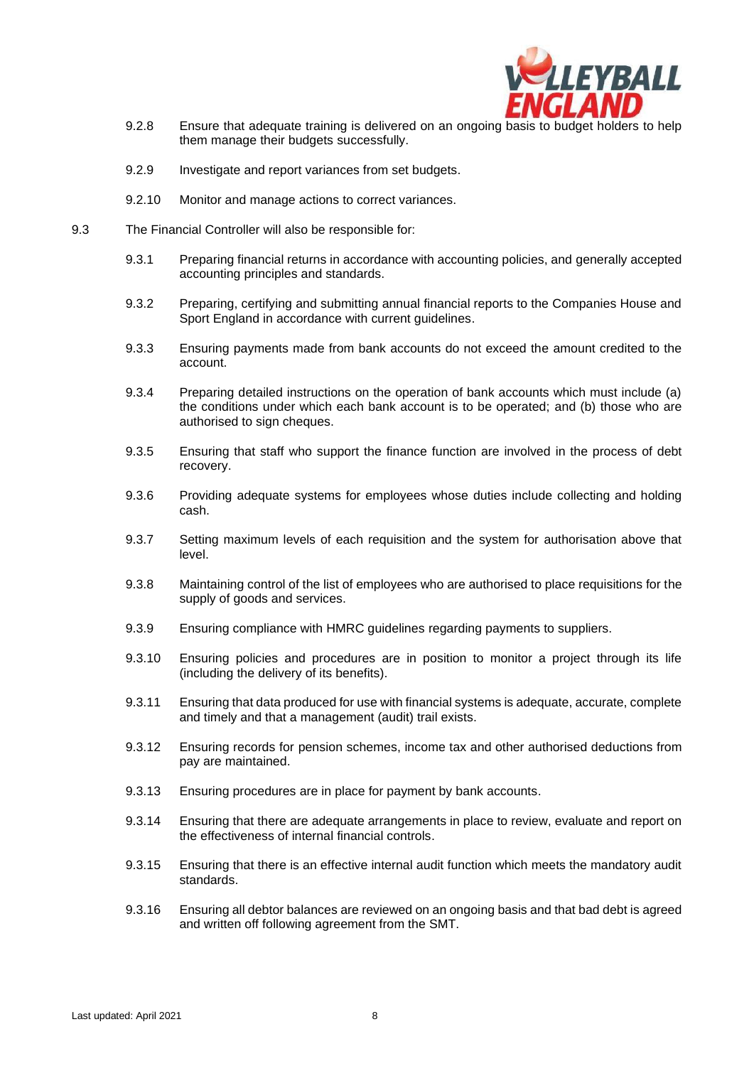9.2.8 Ensure that adequate training is delivered on an ongoing basis to budget holders to help them manage their budgets successfully.

9.2.9 Investigate and report variances from set budgets.

9.2.10 Monitor and manage actions to correct variances.

9.3 The Financial Controller will also be responsible for:

9.3.1 Preparing financial returns in accordance with accounting policies, and generally accepted accounting principles and standards.

9.3.2 Preparing, certifying and submitting annual financial reports to the Companies House and Sport England in accordance with current guidelines.

9.3.3 Ensuring payments made from bank accounts do not exceed the amount credited to the account.

9.3.4 Preparing detailed instructions on the operation of bank accounts which must include (a) the conditions under which each bank account is to be operated; and (b) those who are authorised to sign cheques.

9.3.5 Ensuring that staff who support the finance function are involved in the process of debt recovery.

9.3.6 Providing adequate systems for employees whose duties include collecting and holding cash.

9.3.7 Setting maximum levels of each requisition and the system for authorisation above that level.

9.3.8 Maintaining control of the list of employees who are authorised to place requisitions for the supply of goods and services.

9.3.9 Ensuring compliance with HMRC guidelines regarding payments to suppliers.

9.3.10 Ensuring policies and procedures are in position to monitor a project through its life (including the delivery of its benefits).

9.3.11 Ensuring that data produced for use with financial systems is adequate, accurate, complete and timely and that a management (audit) trail exists.

9.3.12 Ensuring records for pension schemes, income tax and other authorised deductions from pay are maintained.

9.3.13 Ensuring procedures are in place for payment by bank accounts.

9.3.14 Ensuring that there are adequate arrangements in place to review, evaluate and report on the effectiveness of internal financial controls.

9.3.15 Ensuring that there is an effective internal audit function which meets the mandatory audit standards.

9.3.16 Ensuring all debtor balances are reviewed on an ongoing basis and that bad debt is agreed and written off following agreement from the SMT.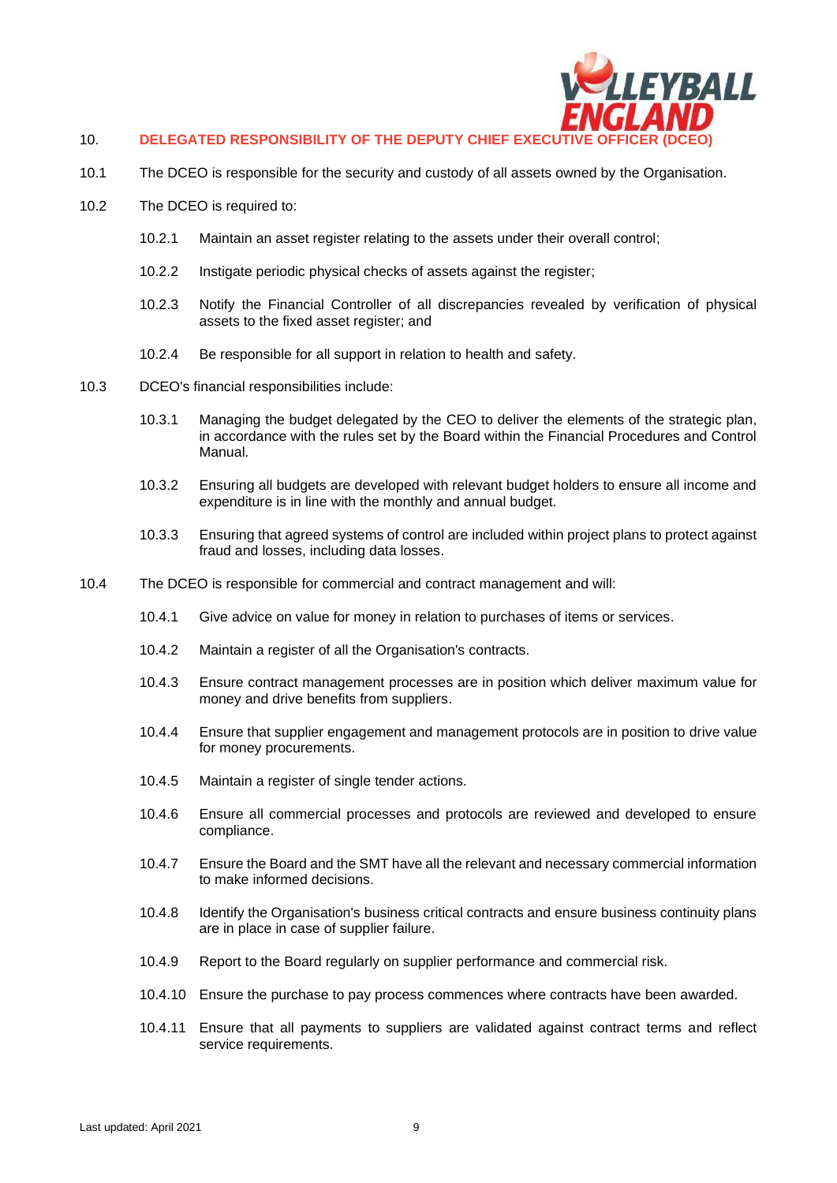## 10. DELEGATED RESPONSIBILITY OF THE DEPUTY CHIEF EXECUTIVE OFFICER (DCEO)

10.1 The DCEO is responsible for the security and custody of all assets owned by the Organisation.

10.2 The DCEO is required to:

- 10.2.1 Maintain an asset register relating to the assets under their overall control;
- 10.2.2 Instigate periodic physical checks of assets against the register;
- 10.2.3 Notify the Financial Controller of all discrepancies revealed by verification of physical assets to the fixed asset register; and
- 10.2.4 Be responsible for all support in relation to health and safety.

10.3 DCEO's financial responsibilities include:

- 10.3.1 Managing the budget delegated by the CEO to deliver the elements of the strategic plan, in accordance with the rules set by the Board within the Financial Procedures and Control Manual.
- 10.3.2 Ensuring all budgets are developed with relevant budget holders to ensure all income and expenditure is in line with the monthly and annual budget.
- 10.3.3 Ensuring that agreed systems of control are included within project plans to protect against fraud and losses, including data losses.

10.4 The DCEO is responsible for commercial and contract management and will:

- 10.4.1 Give advice on value for money in relation to purchases of items or services.
- 10.4.2 Maintain a register of all the Organisation's contracts.
- 10.4.3 Ensure contract management processes are in position which deliver maximum value for money and drive benefits from suppliers.
- 10.4.4 Ensure that supplier engagement and management protocols are in position to drive value for money procurements.
- 10.4.5 Maintain a register of single tender actions.
- 10.4.6 Ensure all commercial processes and protocols are reviewed and developed to ensure compliance.
- 10.4.7 Ensure the Board and the SMT have all the relevant and necessary commercial information to make informed decisions.
- 10.4.8 Identify the Organisation's business critical contracts and ensure business continuity plans are in place in case of supplier failure.
- 10.4.9 Report to the Board regularly on supplier performance and commercial risk.
- 10.4.10 Ensure the purchase to pay process commences where contracts have been awarded.
- 10.4.11 Ensure that all payments to suppliers are validated against contract terms and reflect service requirements.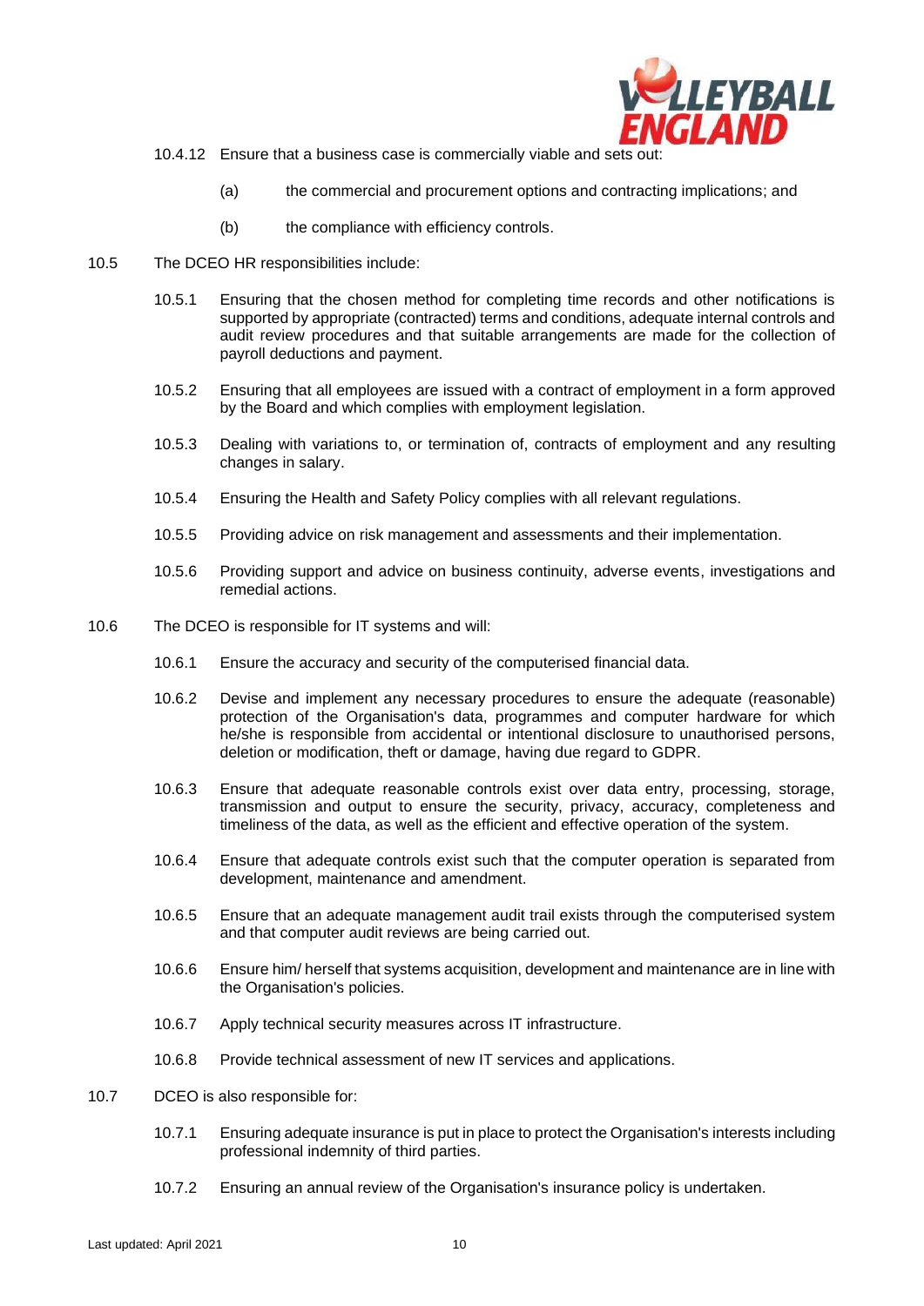10.4.12 Ensure that a business case is commercially viable and sets out:

(a) the commercial and procurement options and contracting implications; and

(b) the compliance with efficiency controls.

10.5 The DCEO HR responsibilities include:

10.5.1 Ensuring that the chosen method for completing time records and other notifications is supported by appropriate (contracted) terms and conditions, adequate internal controls and audit review procedures and that suitable arrangements are made for the collection of payroll deductions and payment.

10.5.2 Ensuring that all employees are issued with a contract of employment in a form approved by the Board and which complies with employment legislation.

10.5.3 Dealing with variations to, or termination of, contracts of employment and any resulting changes in salary.

10.5.4 Ensuring the Health and Safety Policy complies with all relevant regulations.

10.5.5 Providing advice on risk management and assessments and their implementation.

10.5.6 Providing support and advice on business continuity, adverse events, investigations and remedial actions.

10.6 The DCEO is responsible for IT systems and will:

10.6.1 Ensure the accuracy and security of the computerised financial data.

10.6.2 Devise and implement any necessary procedures to ensure the adequate (reasonable) protection of the Organisation's data, programmes and computer hardware for which he/she is responsible from accidental or intentional disclosure to unauthorised persons, deletion or modification, theft or damage, having due regard to GDPR.

10.6.3 Ensure that adequate reasonable controls exist over data entry, processing, storage, transmission and output to ensure the security, privacy, accuracy, completeness and timeliness of the data, as well as the efficient and effective operation of the system.

10.6.4 Ensure that adequate controls exist such that the computer operation is separated from development, maintenance and amendment.

10.6.5 Ensure that an adequate management audit trail exists through the computerised system and that computer audit reviews are being carried out.

10.6.6 Ensure him/ herself that systems acquisition, development and maintenance are in line with the Organisation's policies.

10.6.7 Apply technical security measures across IT infrastructure.

10.6.8 Provide technical assessment of new IT services and applications.

10.7 DCEO is also responsible for:

10.7.1 Ensuring adequate insurance is put in place to protect the Organisation's interests including professional indemnity of third parties.

10.7.2 Ensuring an annual review of the Organisation's insurance policy is undertaken.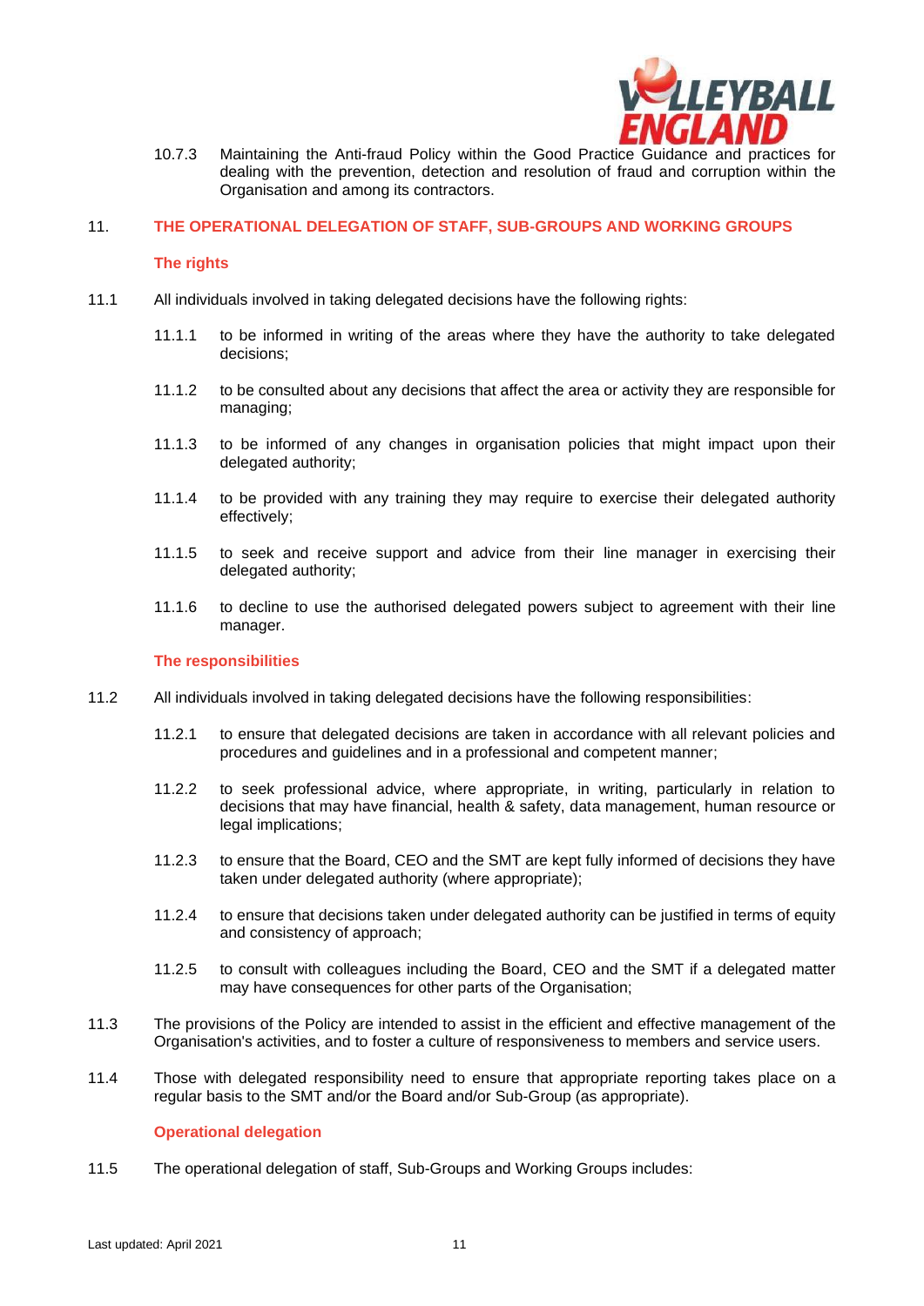10.7.3 Maintaining the Anti-fraud Policy within the Good Practice Guidance and practices for dealing with the prevention, detection and resolution of fraud and corruption within the Organisation and among its contractors.

## 11. THE OPERATIONAL DELEGATION OF STAFF, SUB-GROUPS AND WORKING GROUPS

### The rights

11.1 All individuals involved in taking delegated decisions have the following rights:

11.1.1 to be informed in writing of the areas where they have the authority to take delegated decisions;

11.1.2 to be consulted about any decisions that affect the area or activity they are responsible for managing;

11.1.3 to be informed of any changes in organisation policies that might impact upon their delegated authority;

11.1.4 to be provided with any training they may require to exercise their delegated authority effectively;

11.1.5 to seek and receive support and advice from their line manager in exercising their delegated authority;

11.1.6 to decline to use the authorised delegated powers subject to agreement with their line manager.

### The responsibilities

11.2 All individuals involved in taking delegated decisions have the following responsibilities:

11.2.1 to ensure that delegated decisions are taken in accordance with all relevant policies and procedures and guidelines and in a professional and competent manner;

11.2.2 to seek professional advice, where appropriate, in writing, particularly in relation to decisions that may have financial, health & safety, data management, human resource or legal implications;

11.2.3 to ensure that the Board, CEO and the SMT are kept fully informed of decisions they have taken under delegated authority (where appropriate);

11.2.4 to ensure that decisions taken under delegated authority can be justified in terms of equity and consistency of approach;

11.2.5 to consult with colleagues including the Board, CEO and the SMT if a delegated matter may have consequences for other parts of the Organisation;

11.3 The provisions of the Policy are intended to assist in the efficient and effective management of the Organisation's activities, and to foster a culture of responsiveness to members and service users.

11.4 Those with delegated responsibility need to ensure that appropriate reporting takes place on a regular basis to the SMT and/or the Board and/or Sub-Group (as appropriate).

### Operational delegation

11.5 The operational delegation of staff, Sub-Groups and Working Groups includes: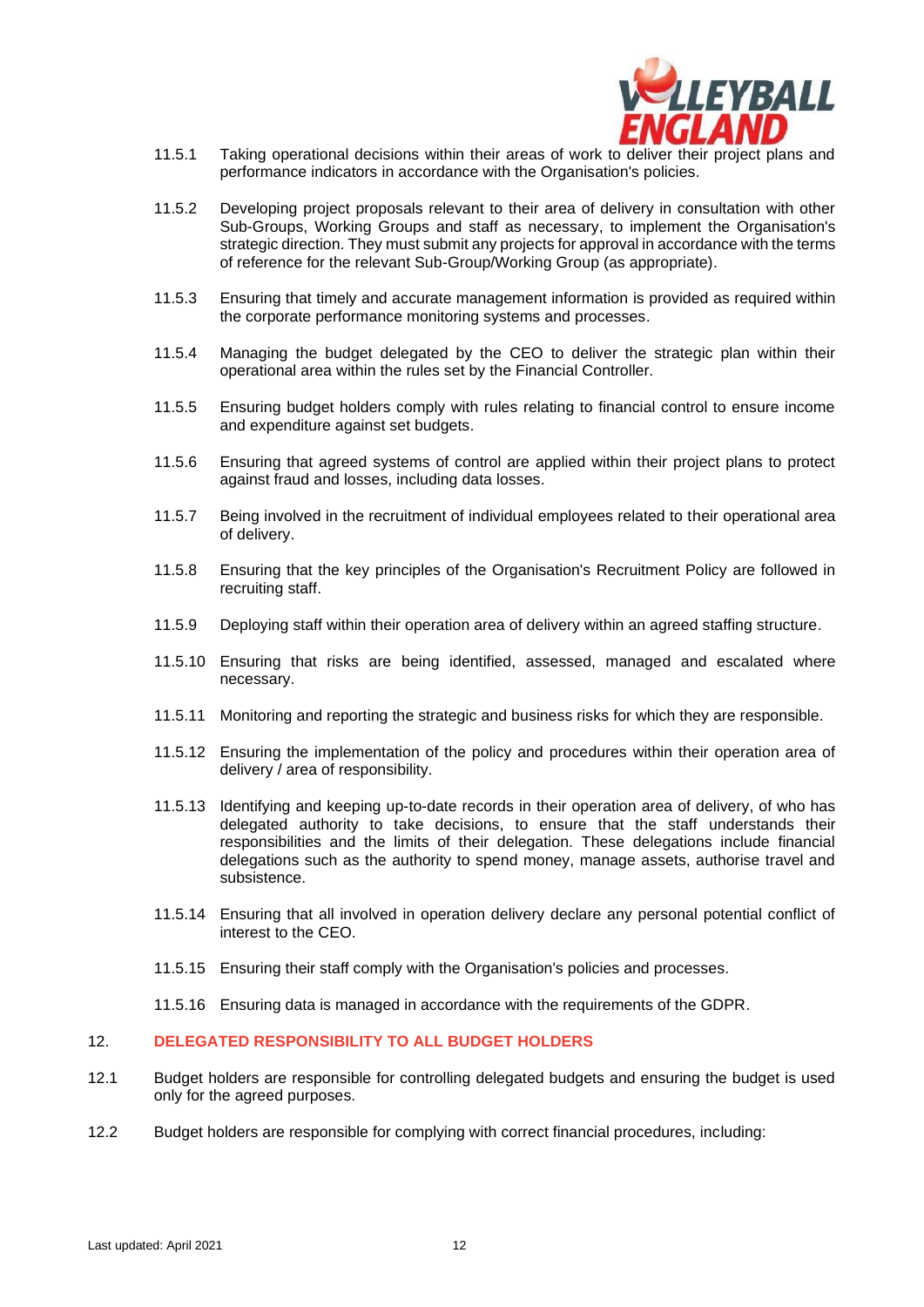11.5.1 Taking operational decisions within their areas of work to deliver their project plans and performance indicators in accordance with the Organisation's policies.

11.5.2 Developing project proposals relevant to their area of delivery in consultation with other Sub-Groups, Working Groups and staff as necessary, to implement the Organisation's strategic direction. They must submit any projects for approval in accordance with the terms of reference for the relevant Sub-Group/Working Group (as appropriate).

11.5.3 Ensuring that timely and accurate management information is provided as required within the corporate performance monitoring systems and processes.

11.5.4 Managing the budget delegated by the CEO to deliver the strategic plan within their operational area within the rules set by the Financial Controller.

11.5.5 Ensuring budget holders comply with rules relating to financial control to ensure income and expenditure against set budgets.

11.5.6 Ensuring that agreed systems of control are applied within their project plans to protect against fraud and losses, including data losses.

11.5.7 Being involved in the recruitment of individual employees related to their operational area of delivery.

11.5.8 Ensuring that the key principles of the Organisation's Recruitment Policy are followed in recruiting staff.

11.5.9 Deploying staff within their operation area of delivery within an agreed staffing structure.

11.5.10 Ensuring that risks are being identified, assessed, managed and escalated where necessary.

11.5.11 Monitoring and reporting the strategic and business risks for which they are responsible.

11.5.12 Ensuring the implementation of the policy and procedures within their operation area of delivery / area of responsibility.

11.5.13 Identifying and keeping up-to-date records in their operation area of delivery, of who has delegated authority to take decisions, to ensure that the staff understands their responsibilities and the limits of their delegation. These delegations include financial delegations such as the authority to spend money, manage assets, authorise travel and subsistence.

11.5.14 Ensuring that all involved in operation delivery declare any personal potential conflict of interest to the CEO.

11.5.15 Ensuring their staff comply with the Organisation's policies and processes.

11.5.16 Ensuring data is managed in accordance with the requirements of the GDPR.

## 12. DELEGATED RESPONSIBILITY TO ALL BUDGET HOLDERS

12.1 Budget holders are responsible for controlling delegated budgets and ensuring the budget is used only for the agreed purposes.

12.2 Budget holders are responsible for complying with correct financial procedures, including: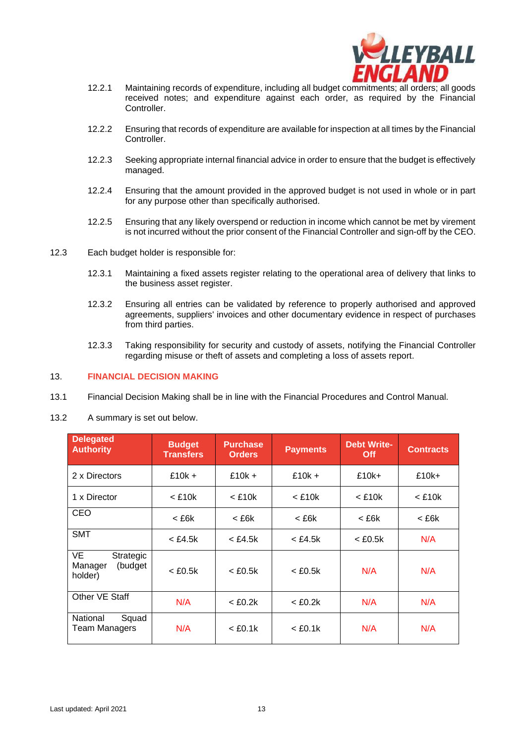12.2.1 Maintaining records of expenditure, including all budget commitments; all orders; all goods received notes; and expenditure against each order, as required by the Financial Controller.

12.2.2 Ensuring that records of expenditure are available for inspection at all times by the Financial Controller.

12.2.3 Seeking appropriate internal financial advice in order to ensure that the budget is effectively managed.

12.2.4 Ensuring that the amount provided in the approved budget is not used in whole or in part for any purpose other than specifically authorised.

12.2.5 Ensuring that any likely overspend or reduction in income which cannot be met by virement is not incurred without the prior consent of the Financial Controller and sign-off by the CEO.

12.3 Each budget holder is responsible for:

12.3.1 Maintaining a fixed assets register relating to the operational area of delivery that links to the business asset register.

12.3.2 Ensuring all entries can be validated by reference to properly authorised and approved agreements, suppliers' invoices and other documentary evidence in respect of purchases from third parties.

12.3.3 Taking responsibility for security and custody of assets, notifying the Financial Controller regarding misuse or theft of assets and completing a loss of assets report.

## 13. FINANCIAL DECISION MAKING

13.1 Financial Decision Making shall be in line with the Financial Procedures and Control Manual.

13.2 A summary is set out below.

| Delegated Authority | Budget Transfers | Purchase Orders | Payments | Debt Write-Off | Contracts |
|---|---|---|---|---|---|
| 2 x Directors | £10k + | £10k + | £10k + | £10k+ | £10k+ |
| 1 x Director | < £10k | < £10k | < £10k | < £10k | < £10k |
| CEO | < £6k | < £6k | < £6k | < £6k | < £6k |
| SMT | < £4.5k | < £4.5k | < £4.5k | < £0.5k | N/A |
| VE Strategic Manager (budget holder) | < £0.5k | < £0.5k | < £0.5k | N/A | N/A |
| Other VE Staff | N/A | < £0.2k | < £0.2k | N/A | N/A |
| National Squad Team Managers | N/A | < £0.1k | < £0.1k | N/A | N/A |

Last updated: April 2021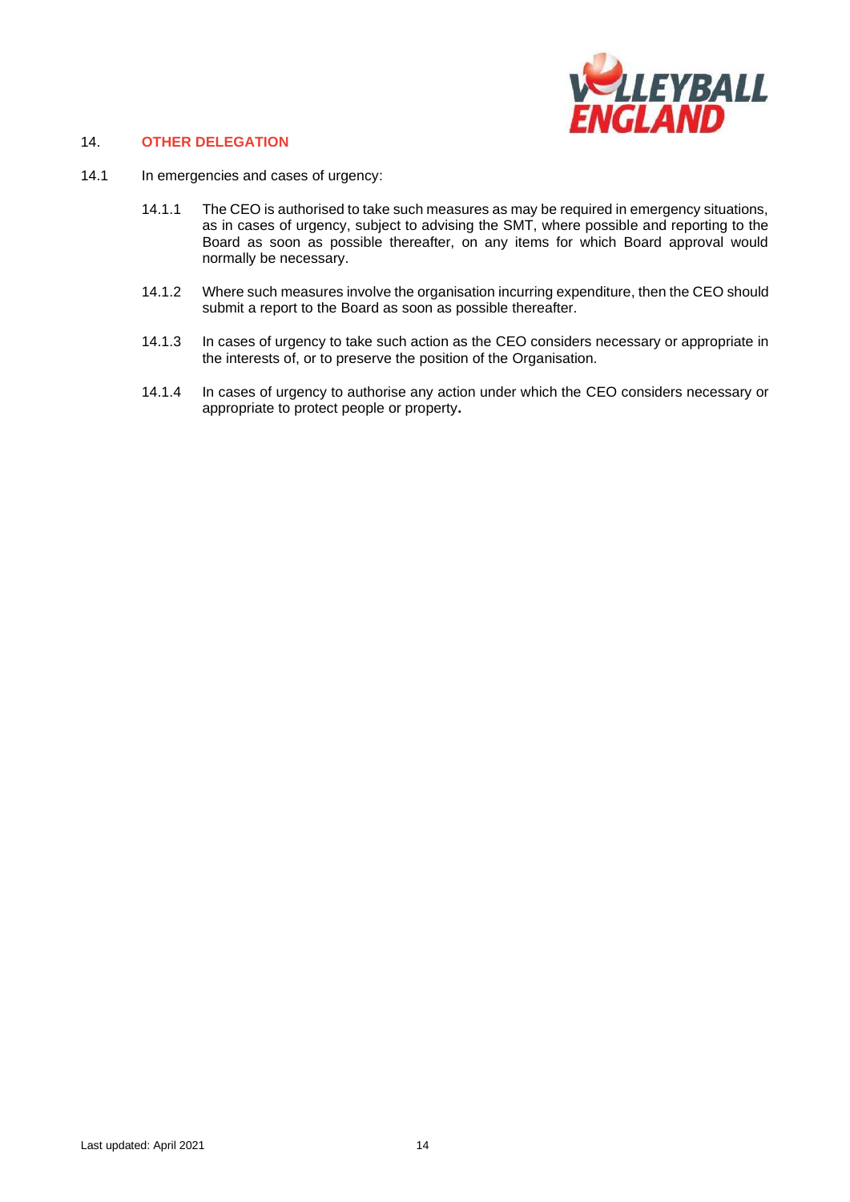## 14. OTHER DELEGATION

14.1 In emergencies and cases of urgency:

14.1.1 The CEO is authorised to take such measures as may be required in emergency situations, as in cases of urgency, subject to advising the SMT, where possible and reporting to the Board as soon as possible thereafter, on any items for which Board approval would normally be necessary.

14.1.2 Where such measures involve the organisation incurring expenditure, then the CEO should submit a report to the Board as soon as possible thereafter.

14.1.3 In cases of urgency to take such action as the CEO considers necessary or appropriate in the interests of, or to preserve the position of the Organisation.

14.1.4 In cases of urgency to authorise any action under which the CEO considers necessary or appropriate to protect people or property**.**

Last updated: April 2021